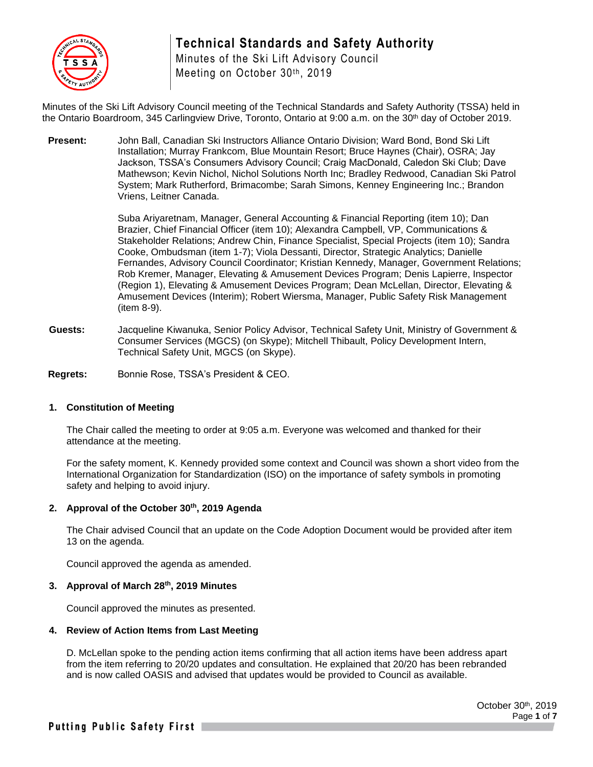# Technical Standards and Safety Authority

Minutes of the Ski Lift Advisory Council
Meeting on October 30th, 2019

Minutes of the Ski Lift Advisory Council meeting of the Technical Standards and Safety Authority (TSSA) held in the Ontario Boardroom, 345 Carlingview Drive, Toronto, Ontario at 9:00 a.m. on the 30th day of October 2019.

**Present:** John Ball, Canadian Ski Instructors Alliance Ontario Division; Ward Bond, Bond Ski Lift Installation; Murray Frankcom, Blue Mountain Resort; Bruce Haynes (Chair), OSRA; Jay Jackson, TSSA's Consumers Advisory Council; Craig MacDonald, Caledon Ski Club; Dave Mathewson; Kevin Nichol, Nichol Solutions North Inc; Bradley Redwood, Canadian Ski Patrol System; Mark Rutherford, Brimacombe; Sarah Simons, Kenney Engineering Inc.; Brandon Vriens, Leitner Canada.

Suba Ariyaretnam, Manager, General Accounting & Financial Reporting (item 10); Dan Brazier, Chief Financial Officer (item 10); Alexandra Campbell, VP, Communications & Stakeholder Relations; Andrew Chin, Finance Specialist, Special Projects (item 10); Sandra Cooke, Ombudsman (item 1-7); Viola Dessanti, Director, Strategic Analytics; Danielle Fernandes, Advisory Council Coordinator; Kristian Kennedy, Manager, Government Relations; Rob Kremer, Manager, Elevating & Amusement Devices Program; Denis Lapierre, Inspector (Region 1), Elevating & Amusement Devices Program; Dean McLellan, Director, Elevating & Amusement Devices (Interim); Robert Wiersma, Manager, Public Safety Risk Management (item 8-9).

**Guests:** Jacqueline Kiwanuka, Senior Policy Advisor, Technical Safety Unit, Ministry of Government & Consumer Services (MGCS) (on Skype); Mitchell Thibault, Policy Development Intern, Technical Safety Unit, MGCS (on Skype).

**Regrets:** Bonnie Rose, TSSA's President & CEO.

## 1. Constitution of Meeting

The Chair called the meeting to order at 9:05 a.m. Everyone was welcomed and thanked for their attendance at the meeting.

For the safety moment, K. Kennedy provided some context and Council was shown a short video from the International Organization for Standardization (ISO) on the importance of safety symbols in promoting safety and helping to avoid injury.

## 2. Approval of the October 30th, 2019 Agenda

The Chair advised Council that an update on the Code Adoption Document would be provided after item 13 on the agenda.

Council approved the agenda as amended.

## 3. Approval of March 28th, 2019 Minutes

Council approved the minutes as presented.

## 4. Review of Action Items from Last Meeting

D. McLellan spoke to the pending action items confirming that all action items have been address apart from the item referring to 20/20 updates and consultation. He explained that 20/20 has been rebranded and is now called OASIS and advised that updates would be provided to Council as available.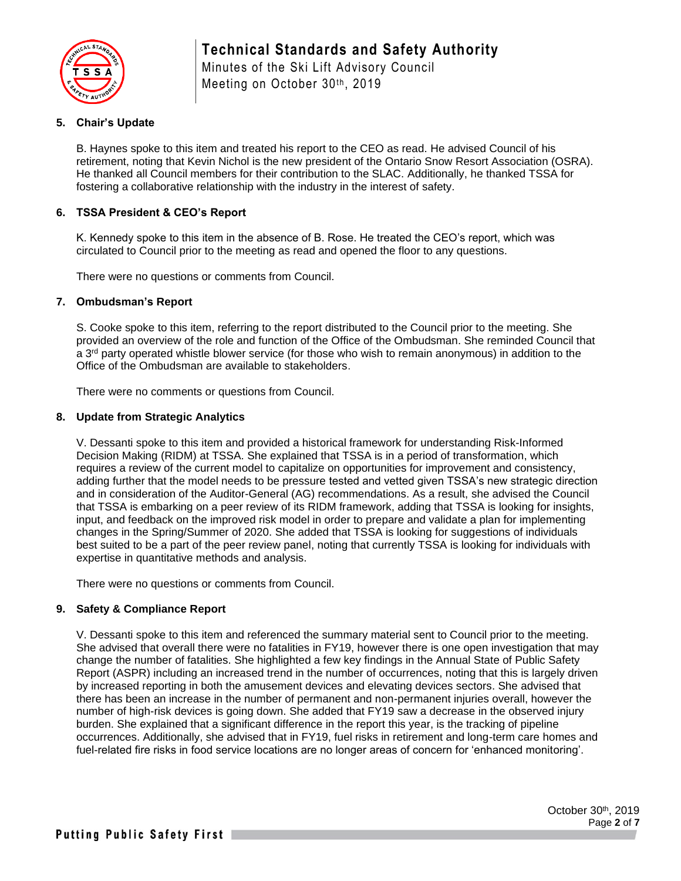### 5. Chair's Update

B. Haynes spoke to this item and treated his report to the CEO as read. He advised Council of his retirement, noting that Kevin Nichol is the new president of the Ontario Snow Resort Association (OSRA). He thanked all Council members for their contribution to the SLAC. Additionally, he thanked TSSA for fostering a collaborative relationship with the industry in the interest of safety.

### 6. TSSA President & CEO's Report

K. Kennedy spoke to this item in the absence of B. Rose. He treated the CEO's report, which was circulated to Council prior to the meeting as read and opened the floor to any questions.

There were no questions or comments from Council.

### 7. Ombudsman's Report

S. Cooke spoke to this item, referring to the report distributed to the Council prior to the meeting. She provided an overview of the role and function of the Office of the Ombudsman. She reminded Council that a 3rd party operated whistle blower service (for those who wish to remain anonymous) in addition to the Office of the Ombudsman are available to stakeholders.

There were no comments or questions from Council.

### 8. Update from Strategic Analytics

V. Dessanti spoke to this item and provided a historical framework for understanding Risk-Informed Decision Making (RIDM) at TSSA. She explained that TSSA is in a period of transformation, which requires a review of the current model to capitalize on opportunities for improvement and consistency, adding further that the model needs to be pressure tested and vetted given TSSA's new strategic direction and in consideration of the Auditor-General (AG) recommendations. As a result, she advised the Council that TSSA is embarking on a peer review of its RIDM framework, adding that TSSA is looking for insights, input, and feedback on the improved risk model in order to prepare and validate a plan for implementing changes in the Spring/Summer of 2020. She added that TSSA is looking for suggestions of individuals best suited to be a part of the peer review panel, noting that currently TSSA is looking for individuals with expertise in quantitative methods and analysis.

There were no questions or comments from Council.

### 9. Safety & Compliance Report

V. Dessanti spoke to this item and referenced the summary material sent to Council prior to the meeting. She advised that overall there were no fatalities in FY19, however there is one open investigation that may change the number of fatalities. She highlighted a few key findings in the Annual State of Public Safety Report (ASPR) including an increased trend in the number of occurrences, noting that this is largely driven by increased reporting in both the amusement devices and elevating devices sectors. She advised that there has been an increase in the number of permanent and non-permanent injuries overall, however the number of high-risk devices is going down. She added that FY19 saw a decrease in the observed injury burden. She explained that a significant difference in the report this year, is the tracking of pipeline occurrences. Additionally, she advised that in FY19, fuel risks in retirement and long-term care homes and fuel-related fire risks in food service locations are no longer areas of concern for 'enhanced monitoring'.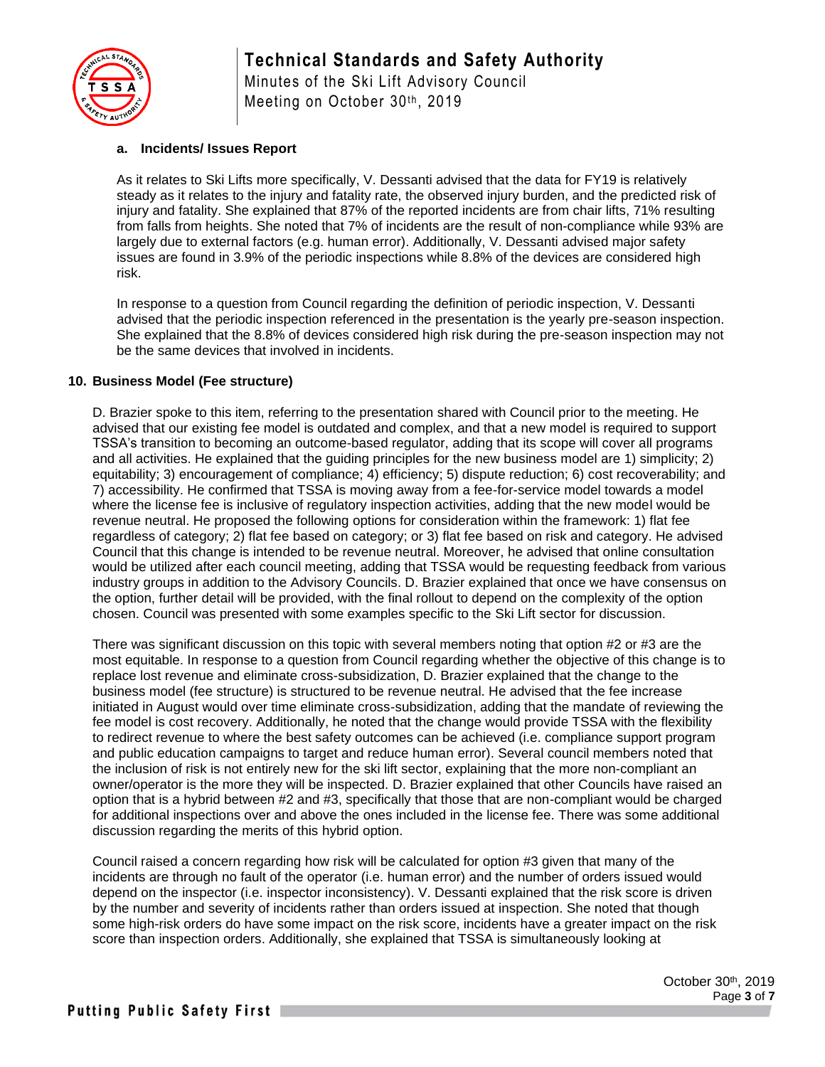**a. Incidents/ Issues Report**

As it relates to Ski Lifts more specifically, V. Dessanti advised that the data for FY19 is relatively steady as it relates to the injury and fatality rate, the observed injury burden, and the predicted risk of injury and fatality. She explained that 87% of the reported incidents are from chair lifts, 71% resulting from falls from heights. She noted that 7% of incidents are the result of non-compliance while 93% are largely due to external factors (e.g. human error). Additionally, V. Dessanti advised major safety issues are found in 3.9% of the periodic inspections while 8.8% of the devices are considered high risk.

In response to a question from Council regarding the definition of periodic inspection, V. Dessanti advised that the periodic inspection referenced in the presentation is the yearly pre-season inspection. She explained that the 8.8% of devices considered high risk during the pre-season inspection may not be the same devices that involved in incidents.

## 10. Business Model (Fee structure)

D. Brazier spoke to this item, referring to the presentation shared with Council prior to the meeting. He advised that our existing fee model is outdated and complex, and that a new model is required to support TSSA's transition to becoming an outcome-based regulator, adding that its scope will cover all programs and all activities. He explained that the guiding principles for the new business model are 1) simplicity; 2) equitability; 3) encouragement of compliance; 4) efficiency; 5) dispute reduction; 6) cost recoverability; and 7) accessibility. He confirmed that TSSA is moving away from a fee-for-service model towards a model where the license fee is inclusive of regulatory inspection activities, adding that the new model would be revenue neutral. He proposed the following options for consideration within the framework: 1) flat fee regardless of category; 2) flat fee based on category; or 3) flat fee based on risk and category. He advised Council that this change is intended to be revenue neutral. Moreover, he advised that online consultation would be utilized after each council meeting, adding that TSSA would be requesting feedback from various industry groups in addition to the Advisory Councils. D. Brazier explained that once we have consensus on the option, further detail will be provided, with the final rollout to depend on the complexity of the option chosen. Council was presented with some examples specific to the Ski Lift sector for discussion.

There was significant discussion on this topic with several members noting that option #2 or #3 are the most equitable. In response to a question from Council regarding whether the objective of this change is to replace lost revenue and eliminate cross-subsidization, D. Brazier explained that the change to the business model (fee structure) is structured to be revenue neutral. He advised that the fee increase initiated in August would over time eliminate cross-subsidization, adding that the mandate of reviewing the fee model is cost recovery. Additionally, he noted that the change would provide TSSA with the flexibility to redirect revenue to where the best safety outcomes can be achieved (i.e. compliance support program and public education campaigns to target and reduce human error). Several council members noted that the inclusion of risk is not entirely new for the ski lift sector, explaining that the more non-compliant an owner/operator is the more they will be inspected. D. Brazier explained that other Councils have raised an option that is a hybrid between #2 and #3, specifically that those that are non-compliant would be charged for additional inspections over and above the ones included in the license fee. There was some additional discussion regarding the merits of this hybrid option.

Council raised a concern regarding how risk will be calculated for option #3 given that many of the incidents are through no fault of the operator (i.e. human error) and the number of orders issued would depend on the inspector (i.e. inspector inconsistency). V. Dessanti explained that the risk score is driven by the number and severity of incidents rather than orders issued at inspection. She noted that though some high-risk orders do have some impact on the risk score, incidents have a greater impact on the risk score than inspection orders. Additionally, she explained that TSSA is simultaneously looking at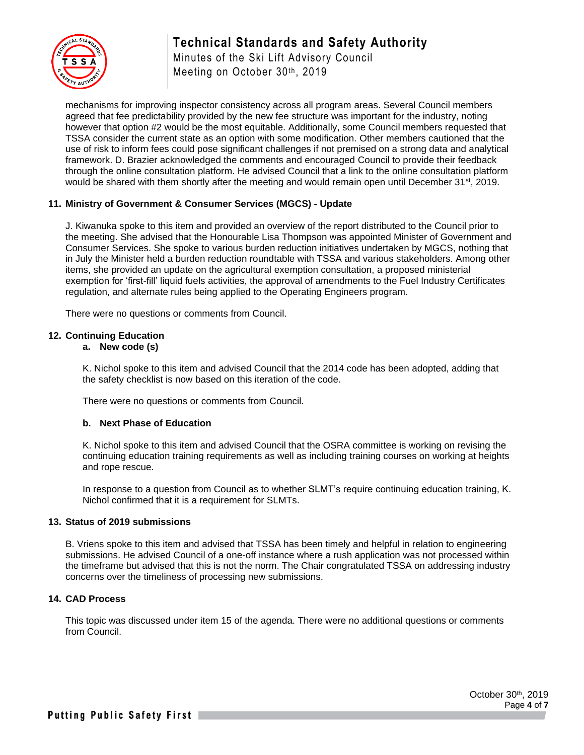mechanisms for improving inspector consistency across all program areas. Several Council members agreed that fee predictability provided by the new fee structure was important for the industry, noting however that option #2 would be the most equitable. Additionally, some Council members requested that TSSA consider the current state as an option with some modification. Other members cautioned that the use of risk to inform fees could pose significant challenges if not premised on a strong data and analytical framework. D. Brazier acknowledged the comments and encouraged Council to provide their feedback through the online consultation platform. He advised Council that a link to the online consultation platform would be shared with them shortly after the meeting and would remain open until December 31st, 2019.

## 11. Ministry of Government & Consumer Services (MGCS) - Update

J. Kiwanuka spoke to this item and provided an overview of the report distributed to the Council prior to the meeting. She advised that the Honourable Lisa Thompson was appointed Minister of Government and Consumer Services. She spoke to various burden reduction initiatives undertaken by MGCS, nothing that in July the Minister held a burden reduction roundtable with TSSA and various stakeholders. Among other items, she provided an update on the agricultural exemption consultation, a proposed ministerial exemption for 'first-fill' liquid fuels activities, the approval of amendments to the Fuel Industry Certificates regulation, and alternate rules being applied to the Operating Engineers program.

There were no questions or comments from Council.

## 12. Continuing Education

### a. New code (s)

K. Nichol spoke to this item and advised Council that the 2014 code has been adopted, adding that the safety checklist is now based on this iteration of the code.

There were no questions or comments from Council.

### b. Next Phase of Education

K. Nichol spoke to this item and advised Council that the OSRA committee is working on revising the continuing education training requirements as well as including training courses on working at heights and rope rescue.

In response to a question from Council as to whether SLMT's require continuing education training, K. Nichol confirmed that it is a requirement for SLMTs.

## 13. Status of 2019 submissions

B. Vriens spoke to this item and advised that TSSA has been timely and helpful in relation to engineering submissions. He advised Council of a one-off instance where a rush application was not processed within the timeframe but advised that this is not the norm. The Chair congratulated TSSA on addressing industry concerns over the timeliness of processing new submissions.

## 14. CAD Process

This topic was discussed under item 15 of the agenda. There were no additional questions or comments from Council.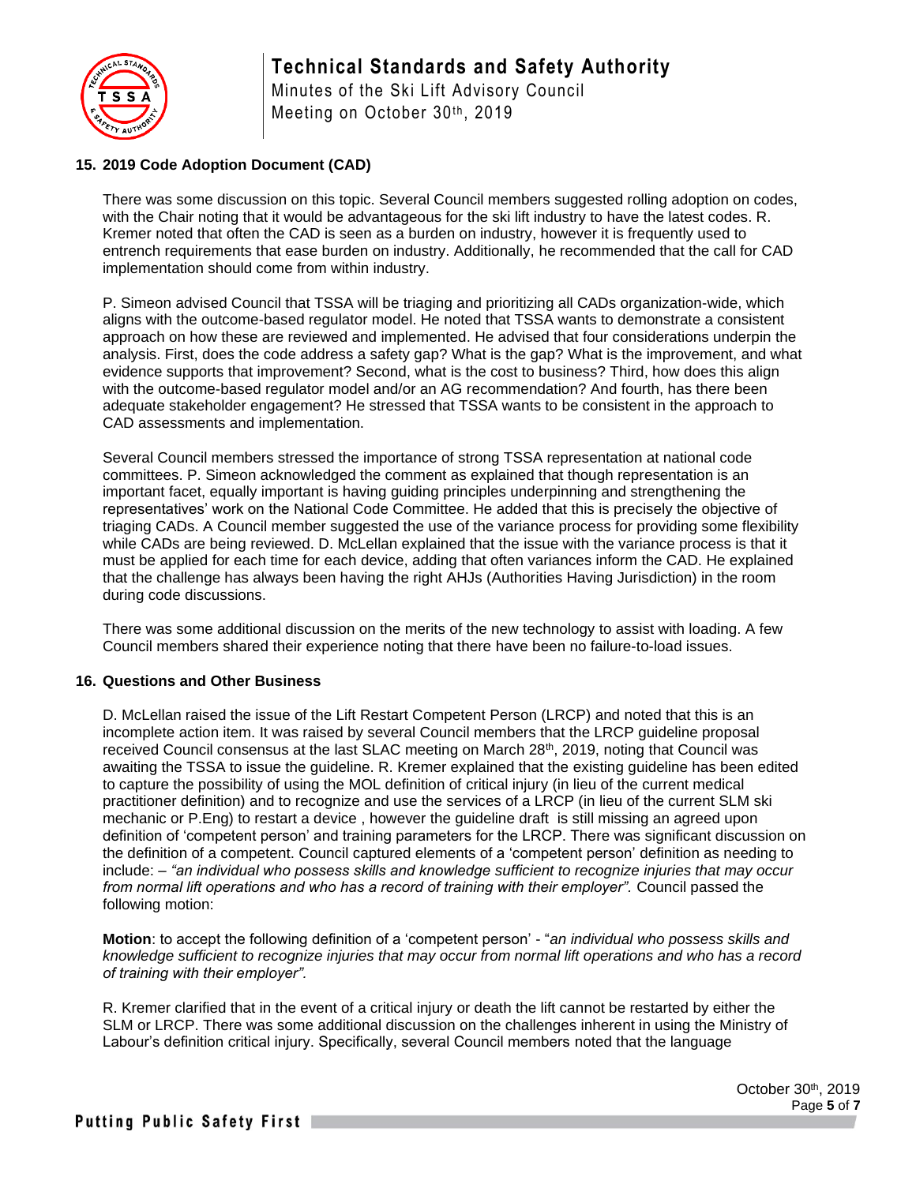## 15. 2019 Code Adoption Document (CAD)

There was some discussion on this topic. Several Council members suggested rolling adoption on codes, with the Chair noting that it would be advantageous for the ski lift industry to have the latest codes. R. Kremer noted that often the CAD is seen as a burden on industry, however it is frequently used to entrench requirements that ease burden on industry. Additionally, he recommended that the call for CAD implementation should come from within industry.

P. Simeon advised Council that TSSA will be triaging and prioritizing all CADs organization-wide, which aligns with the outcome-based regulator model. He noted that TSSA wants to demonstrate a consistent approach on how these are reviewed and implemented. He advised that four considerations underpin the analysis. First, does the code address a safety gap? What is the gap? What is the improvement, and what evidence supports that improvement? Second, what is the cost to business? Third, how does this align with the outcome-based regulator model and/or an AG recommendation? And fourth, has there been adequate stakeholder engagement? He stressed that TSSA wants to be consistent in the approach to CAD assessments and implementation.

Several Council members stressed the importance of strong TSSA representation at national code committees. P. Simeon acknowledged the comment as explained that though representation is an important facet, equally important is having guiding principles underpinning and strengthening the representatives' work on the National Code Committee. He added that this is precisely the objective of triaging CADs. A Council member suggested the use of the variance process for providing some flexibility while CADs are being reviewed. D. McLellan explained that the issue with the variance process is that it must be applied for each time for each device, adding that often variances inform the CAD. He explained that the challenge has always been having the right AHJs (Authorities Having Jurisdiction) in the room during code discussions.

There was some additional discussion on the merits of the new technology to assist with loading. A few Council members shared their experience noting that there have been no failure-to-load issues.

## 16. Questions and Other Business

D. McLellan raised the issue of the Lift Restart Competent Person (LRCP) and noted that this is an incomplete action item. It was raised by several Council members that the LRCP guideline proposal received Council consensus at the last SLAC meeting on March 28th, 2019, noting that Council was awaiting the TSSA to issue the guideline. R. Kremer explained that the existing guideline has been edited to capture the possibility of using the MOL definition of critical injury (in lieu of the current medical practitioner definition) and to recognize and use the services of a LRCP (in lieu of the current SLM ski mechanic or P.Eng) to restart a device , however the guideline draft is still missing an agreed upon definition of 'competent person' and training parameters for the LRCP. There was significant discussion on the definition of a competent. Council captured elements of a 'competent person' definition as needing to include: – *"an individual who possess skills and knowledge sufficient to recognize injuries that may occur from normal lift operations and who has a record of training with their employer".* Council passed the following motion:

**Motion**: to accept the following definition of a 'competent person' - "*an individual who possess skills and knowledge sufficient to recognize injuries that may occur from normal lift operations and who has a record of training with their employer".*

R. Kremer clarified that in the event of a critical injury or death the lift cannot be restarted by either the SLM or LRCP. There was some additional discussion on the challenges inherent in using the Ministry of Labour's definition critical injury. Specifically, several Council members noted that the language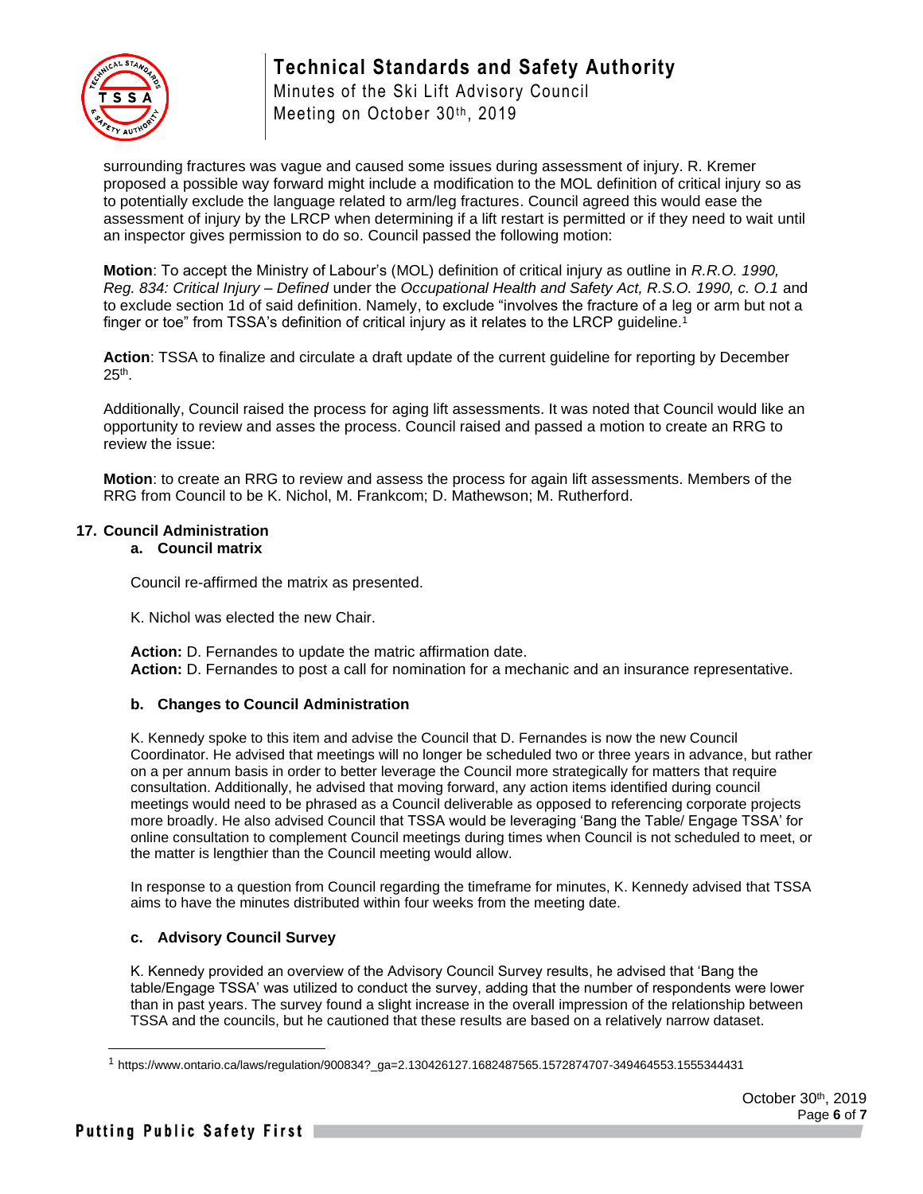surrounding fractures was vague and caused some issues during assessment of injury. R. Kremer proposed a possible way forward might include a modification to the MOL definition of critical injury so as to potentially exclude the language related to arm/leg fractures. Council agreed this would ease the assessment of injury by the LRCP when determining if a lift restart is permitted or if they need to wait until an inspector gives permission to do so. Council passed the following motion:

**Motion**: To accept the Ministry of Labour's (MOL) definition of critical injury as outline in *R.R.O. 1990, Reg. 834: Critical Injury – Defined* under the *Occupational Health and Safety Act, R.S.O. 1990, c. O.1* and to exclude section 1d of said definition. Namely, to exclude "involves the fracture of a leg or arm but not a finger or toe" from TSSA's definition of critical injury as it relates to the LRCP guideline.[1]

**Action**: TSSA to finalize and circulate a draft update of the current guideline for reporting by December 25th.

Additionally, Council raised the process for aging lift assessments. It was noted that Council would like an opportunity to review and asses the process. Council raised and passed a motion to create an RRG to review the issue:

**Motion**: to create an RRG to review and assess the process for again lift assessments. Members of the RRG from Council to be K. Nichol, M. Frankcom; D. Mathewson; M. Rutherford.

## 17. Council Administration

### a. Council matrix

Council re-affirmed the matrix as presented.

K. Nichol was elected the new Chair.

**Action:** D. Fernandes to update the matric affirmation date.
**Action:** D. Fernandes to post a call for nomination for a mechanic and an insurance representative.

### b. Changes to Council Administration

K. Kennedy spoke to this item and advise the Council that D. Fernandes is now the new Council Coordinator. He advised that meetings will no longer be scheduled two or three years in advance, but rather on a per annum basis in order to better leverage the Council more strategically for matters that require consultation. Additionally, he advised that moving forward, any action items identified during council meetings would need to be phrased as a Council deliverable as opposed to referencing corporate projects more broadly. He also advised Council that TSSA would be leveraging 'Bang the Table/ Engage TSSA' for online consultation to complement Council meetings during times when Council is not scheduled to meet, or the matter is lengthier than the Council meeting would allow.

In response to a question from Council regarding the timeframe for minutes, K. Kennedy advised that TSSA aims to have the minutes distributed within four weeks from the meeting date.

### c. Advisory Council Survey

K. Kennedy provided an overview of the Advisory Council Survey results, he advised that 'Bang the table/Engage TSSA' was utilized to conduct the survey, adding that the number of respondents were lower than in past years. The survey found a slight increase in the overall impression of the relationship between TSSA and the councils, but he cautioned that these results are based on a relatively narrow dataset.

[1] https://www.ontario.ca/laws/regulation/900834?_ga=2.130426127.1682487565.1572874707-349464553.1555344431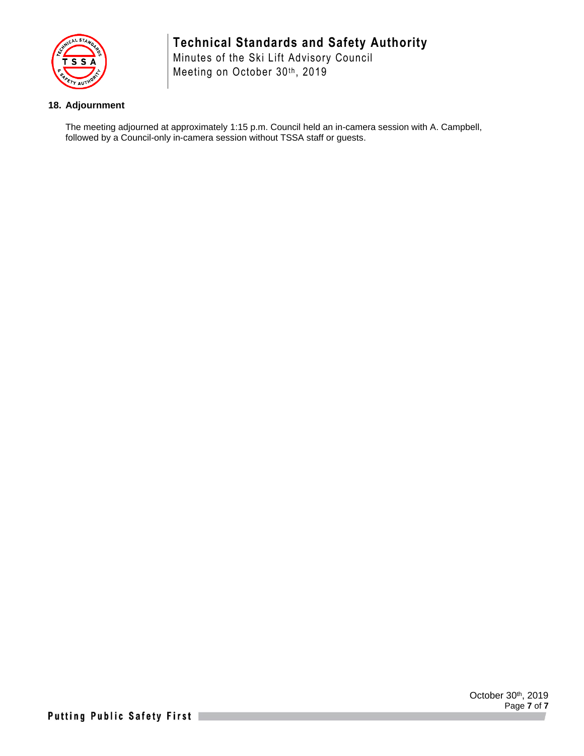## 18. Adjournment

The meeting adjourned at approximately 1:15 p.m. Council held an in-camera session with A. Campbell, followed by a Council-only in-camera session without TSSA staff or guests.